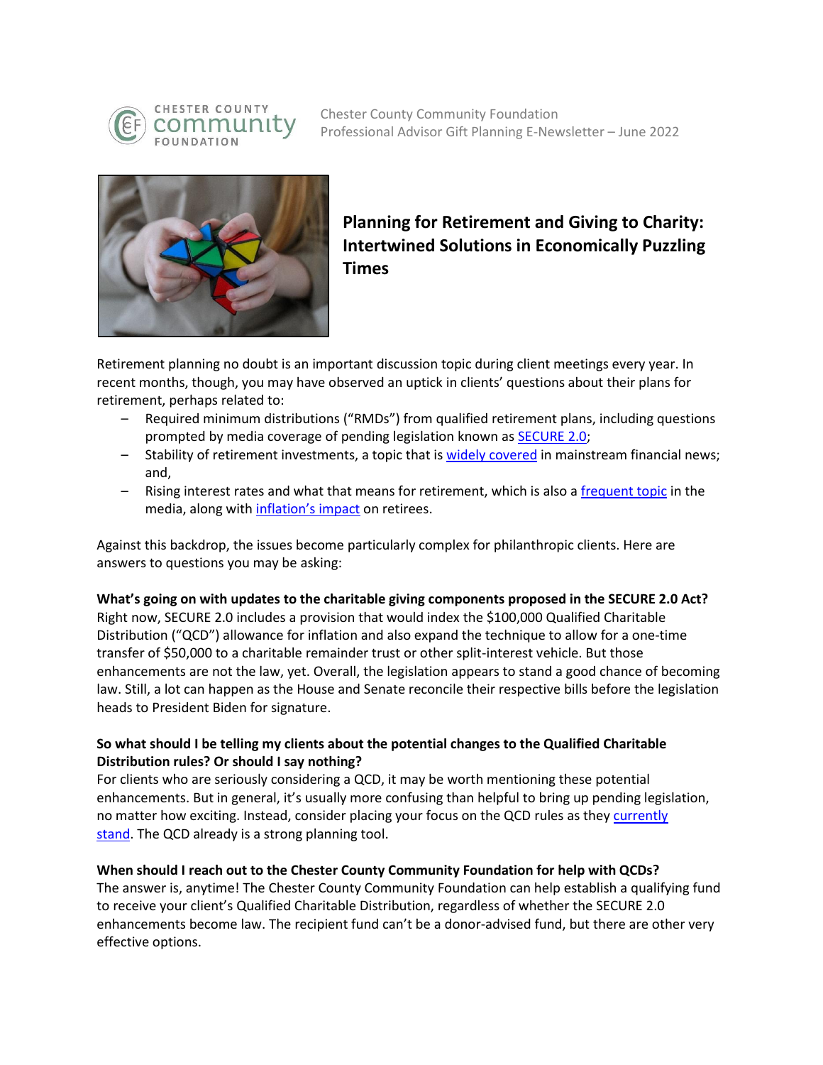Chester County Community Foundation
Professional Advisor Gift Planning E-Newsletter – June 2022

# Planning for Retirement and Giving to Charity: Intertwined Solutions in Economically Puzzling Times

Retirement planning no doubt is an important discussion topic during client meetings every year. In recent months, though, you may have observed an uptick in clients' questions about their plans for retirement, perhaps related to:

- Required minimum distributions ("RMDs") from qualified retirement plans, including questions prompted by media coverage of pending legislation known as SECURE 2.0;
- Stability of retirement investments, a topic that is widely covered in mainstream financial news; and,
- Rising interest rates and what that means for retirement, which is also a frequent topic in the media, along with inflation's impact on retirees.

Against this backdrop, the issues become particularly complex for philanthropic clients. Here are answers to questions you may be asking:

**What's going on with updates to the charitable giving components proposed in the SECURE 2.0 Act?**
Right now, SECURE 2.0 includes a provision that would index the $100,000 Qualified Charitable Distribution ("QCD") allowance for inflation and also expand the technique to allow for a one-time transfer of $50,000 to a charitable remainder trust or other split-interest vehicle. But those enhancements are not the law, yet. Overall, the legislation appears to stand a good chance of becoming law. Still, a lot can happen as the House and Senate reconcile their respective bills before the legislation heads to President Biden for signature.

**So what should I be telling my clients about the potential changes to the Qualified Charitable Distribution rules? Or should I say nothing?**
For clients who are seriously considering a QCD, it may be worth mentioning these potential enhancements. But in general, it's usually more confusing than helpful to bring up pending legislation, no matter how exciting. Instead, consider placing your focus on the QCD rules as they currently stand. The QCD already is a strong planning tool.

**When should I reach out to the Chester County Community Foundation for help with QCDs?**
The answer is, anytime! The Chester County Community Foundation can help establish a qualifying fund to receive your client's Qualified Charitable Distribution, regardless of whether the SECURE 2.0 enhancements become law. The recipient fund can't be a donor-advised fund, but there are other very effective options.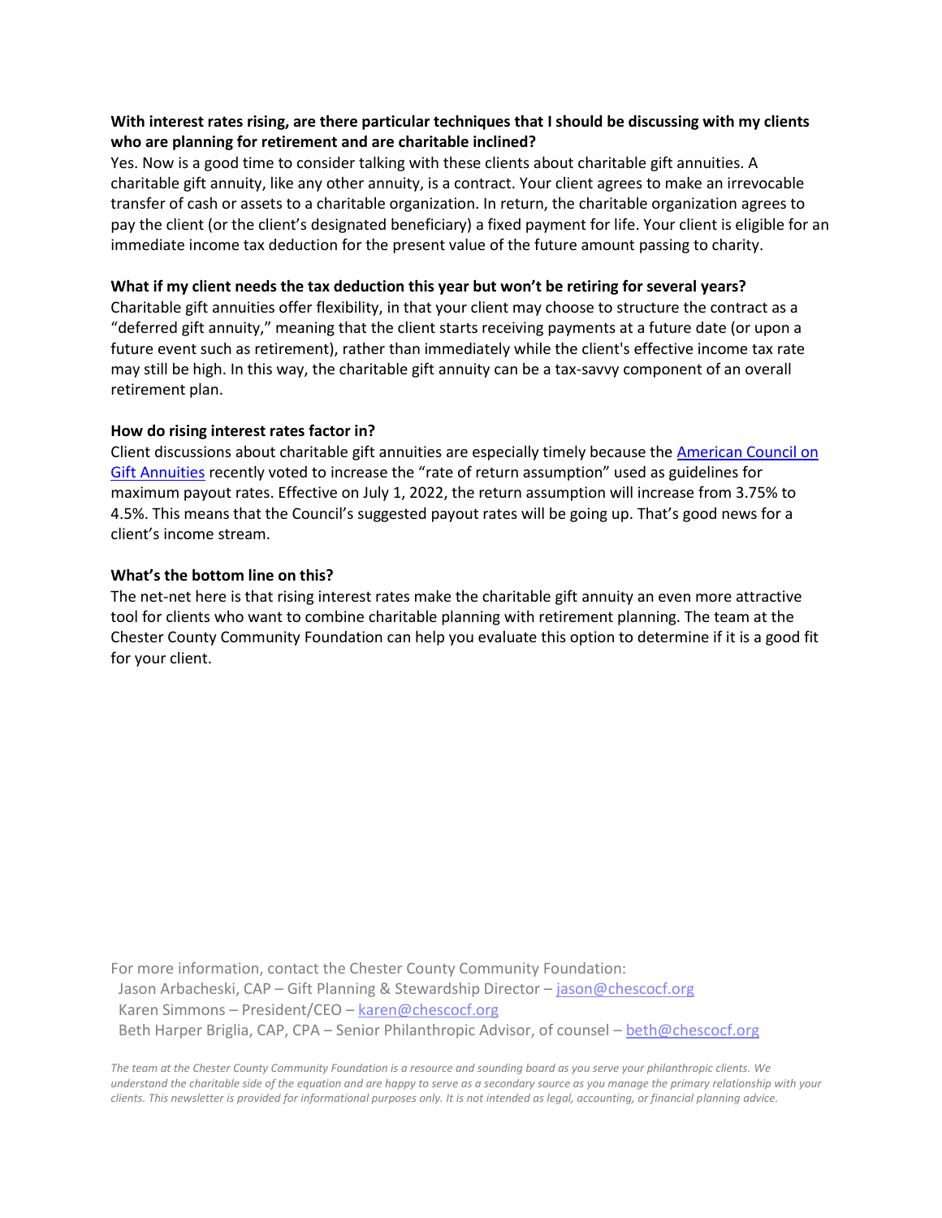**With interest rates rising, are there particular techniques that I should be discussing with my clients who are planning for retirement and are charitable inclined?**

Yes. Now is a good time to consider talking with these clients about charitable gift annuities. A charitable gift annuity, like any other annuity, is a contract. Your client agrees to make an irrevocable transfer of cash or assets to a charitable organization. In return, the charitable organization agrees to pay the client (or the client's designated beneficiary) a fixed payment for life. Your client is eligible for an immediate income tax deduction for the present value of the future amount passing to charity.

**What if my client needs the tax deduction this year but won't be retiring for several years?**

Charitable gift annuities offer flexibility, in that your client may choose to structure the contract as a "deferred gift annuity," meaning that the client starts receiving payments at a future date (or upon a future event such as retirement), rather than immediately while the client's effective income tax rate may still be high. In this way, the charitable gift annuity can be a tax-savvy component of an overall retirement plan.

**How do rising interest rates factor in?**

Client discussions about charitable gift annuities are especially timely because the American Council on Gift Annuities recently voted to increase the "rate of return assumption" used as guidelines for maximum payout rates. Effective on July 1, 2022, the return assumption will increase from 3.75% to 4.5%. This means that the Council's suggested payout rates will be going up. That's good news for a client's income stream.

**What's the bottom line on this?**

The net-net here is that rising interest rates make the charitable gift annuity an even more attractive tool for clients who want to combine charitable planning with retirement planning. The team at the Chester County Community Foundation can help you evaluate this option to determine if it is a good fit for your client.

For more information, contact the Chester County Community Foundation:
Jason Arbacheski, CAP – Gift Planning & Stewardship Director – jason@chescocf.org
Karen Simmons – President/CEO – karen@chescocf.org
Beth Harper Briglia, CAP, CPA – Senior Philanthropic Advisor, of counsel – beth@chescocf.org

*The team at the Chester County Community Foundation is a resource and sounding board as you serve your philanthropic clients. We understand the charitable side of the equation and are happy to serve as a secondary source as you manage the primary relationship with your clients. This newsletter is provided for informational purposes only. It is not intended as legal, accounting, or financial planning advice.*